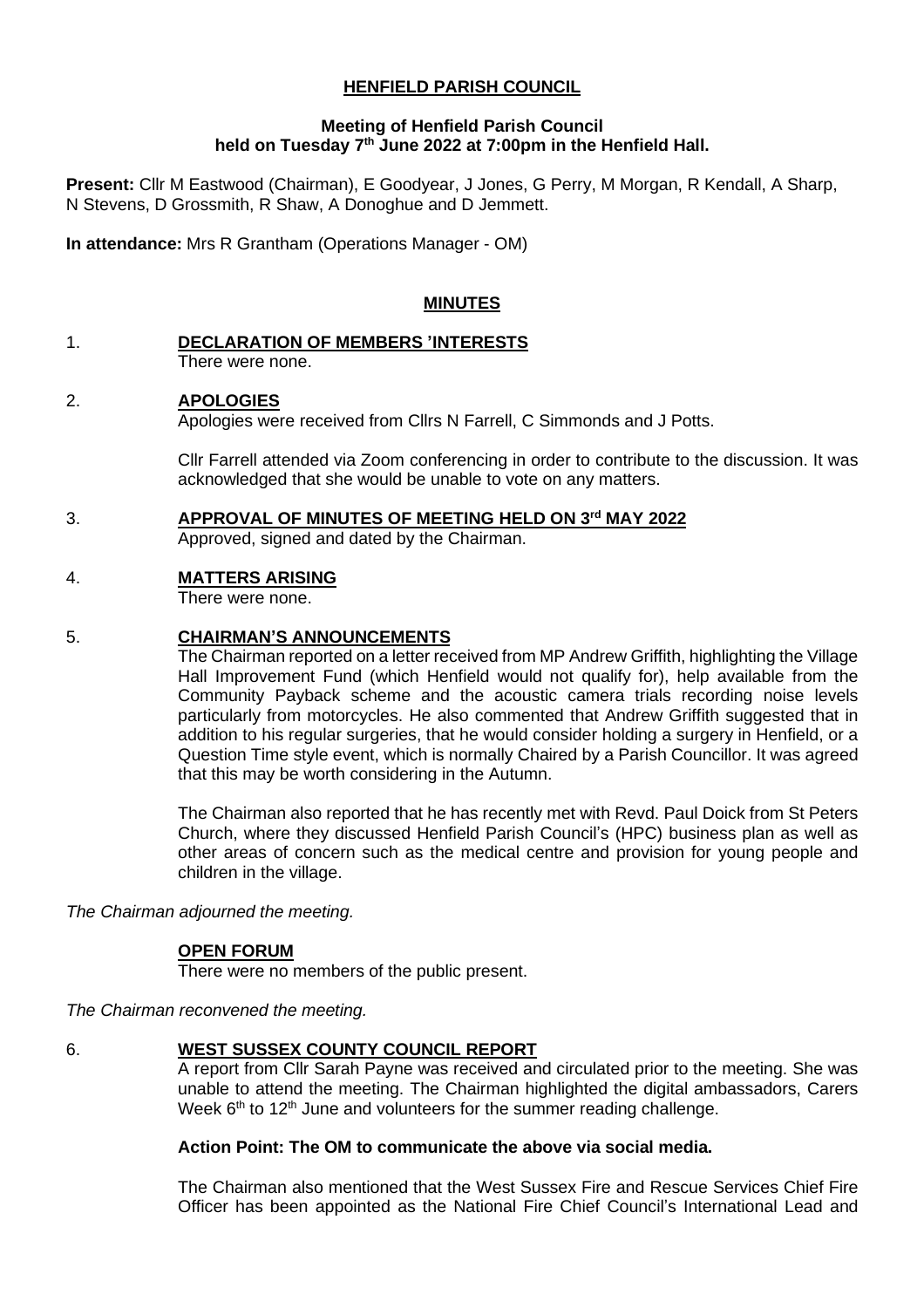**HENFIELD PARISH COUNCIL**

**Meeting of Henfield Parish Council held on Tuesday 7th June 2022 at 7:00pm in the Henfield Hall.**

**Present:** Cllr M Eastwood (Chairman), E Goodyear, J Jones, G Perry, M Morgan, R Kendall, A Sharp, N Stevens, D Grossmith, R Shaw, A Donoghue and D Jemmett.

**In attendance:** Mrs R Grantham (Operations Manager - OM)

**MINUTES**

1. **DECLARATION OF MEMBERS 'INTERESTS**

   There were none.

2. **APOLOGIES**

   Apologies were received from Cllrs N Farrell, C Simmonds and J Potts.

   Cllr Farrell attended via Zoom conferencing in order to contribute to the discussion. It was acknowledged that she would be unable to vote on any matters.

3. **APPROVAL OF MINUTES OF MEETING HELD ON 3rd MAY 2022**

   Approved, signed and dated by the Chairman.

4. **MATTERS ARISING**

   There were none.

5. **CHAIRMAN'S ANNOUNCEMENTS**

   The Chairman reported on a letter received from MP Andrew Griffith, highlighting the Village Hall Improvement Fund (which Henfield would not qualify for), help available from the Community Payback scheme and the acoustic camera trials recording noise levels particularly from motorcycles. He also commented that Andrew Griffith suggested that in addition to his regular surgeries, that he would consider holding a surgery in Henfield, or a Question Time style event, which is normally Chaired by a Parish Councillor. It was agreed that this may be worth considering in the Autumn.

   The Chairman also reported that he has recently met with Revd. Paul Doick from St Peters Church, where they discussed Henfield Parish Council's (HPC) business plan as well as other areas of concern such as the medical centre and provision for young people and children in the village.

*The Chairman adjourned the meeting.*

**OPEN FORUM**

There were no members of the public present.

*The Chairman reconvened the meeting.*

6. **WEST SUSSEX COUNTY COUNCIL REPORT**

   A report from Cllr Sarah Payne was received and circulated prior to the meeting. She was unable to attend the meeting. The Chairman highlighted the digital ambassadors, Carers Week 6th to 12th June and volunteers for the summer reading challenge.

   **Action Point: The OM to communicate the above via social media.**

   The Chairman also mentioned that the West Sussex Fire and Rescue Services Chief Fire Officer has been appointed as the National Fire Chief Council's International Lead and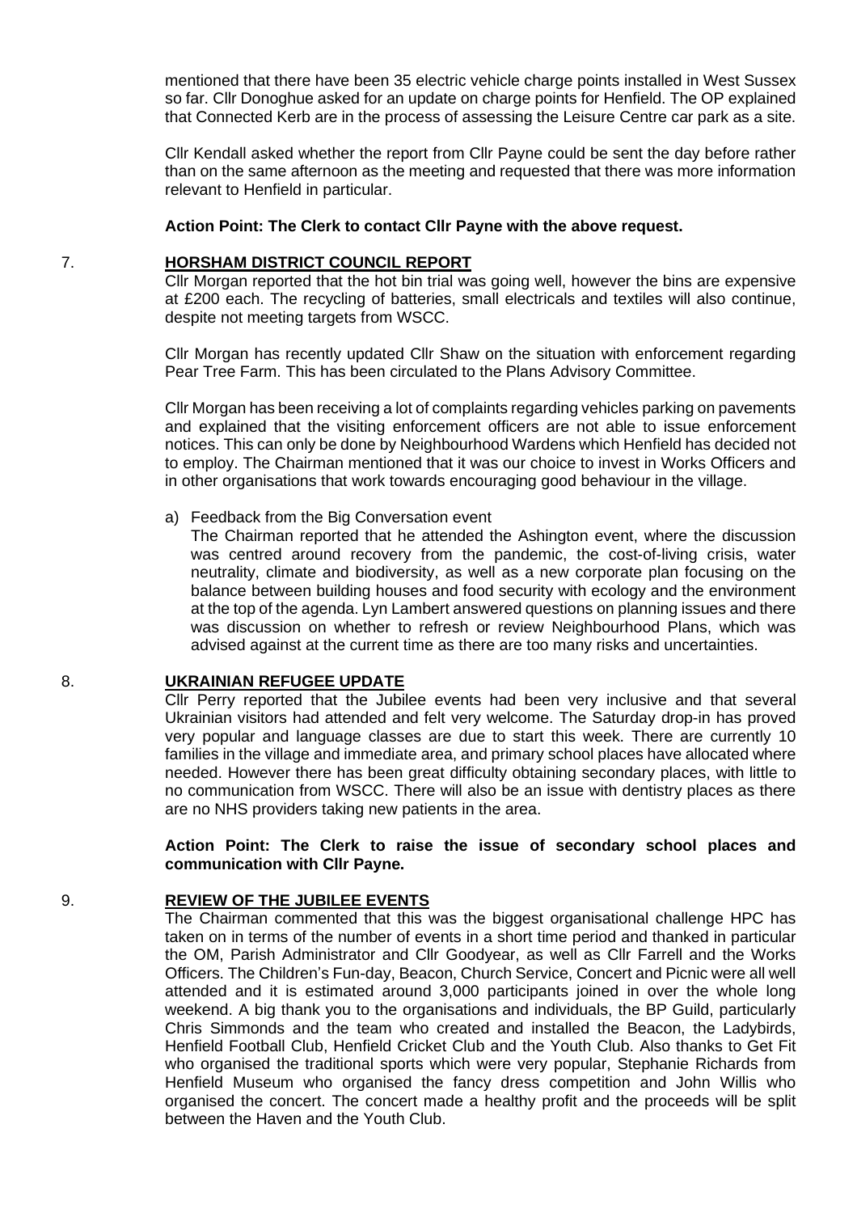mentioned that there have been 35 electric vehicle charge points installed in West Sussex so far. Cllr Donoghue asked for an update on charge points for Henfield. The OP explained that Connected Kerb are in the process of assessing the Leisure Centre car park as a site.

Cllr Kendall asked whether the report from Cllr Payne could be sent the day before rather than on the same afternoon as the meeting and requested that there was more information relevant to Henfield in particular.

**Action Point: The Clerk to contact Cllr Payne with the above request.**

## 7. HORSHAM DISTRICT COUNCIL REPORT

Cllr Morgan reported that the hot bin trial was going well, however the bins are expensive at £200 each. The recycling of batteries, small electricals and textiles will also continue, despite not meeting targets from WSCC.

Cllr Morgan has recently updated Cllr Shaw on the situation with enforcement regarding Pear Tree Farm. This has been circulated to the Plans Advisory Committee.

Cllr Morgan has been receiving a lot of complaints regarding vehicles parking on pavements and explained that the visiting enforcement officers are not able to issue enforcement notices. This can only be done by Neighbourhood Wardens which Henfield has decided not to employ. The Chairman mentioned that it was our choice to invest in Works Officers and in other organisations that work towards encouraging good behaviour in the village.

a) Feedback from the Big Conversation event

The Chairman reported that he attended the Ashington event, where the discussion was centred around recovery from the pandemic, the cost-of-living crisis, water neutrality, climate and biodiversity, as well as a new corporate plan focusing on the balance between building houses and food security with ecology and the environment at the top of the agenda. Lyn Lambert answered questions on planning issues and there was discussion on whether to refresh or review Neighbourhood Plans, which was advised against at the current time as there are too many risks and uncertainties.

## 8. UKRAINIAN REFUGEE UPDATE

Cllr Perry reported that the Jubilee events had been very inclusive and that several Ukrainian visitors had attended and felt very welcome. The Saturday drop-in has proved very popular and language classes are due to start this week. There are currently 10 families in the village and immediate area, and primary school places have allocated where needed. However there has been great difficulty obtaining secondary places, with little to no communication from WSCC. There will also be an issue with dentistry places as there are no NHS providers taking new patients in the area.

**Action Point: The Clerk to raise the issue of secondary school places and communication with Cllr Payne.**

## 9. REVIEW OF THE JUBILEE EVENTS

The Chairman commented that this was the biggest organisational challenge HPC has taken on in terms of the number of events in a short time period and thanked in particular the OM, Parish Administrator and Cllr Goodyear, as well as Cllr Farrell and the Works Officers. The Children's Fun-day, Beacon, Church Service, Concert and Picnic were all well attended and it is estimated around 3,000 participants joined in over the whole long weekend. A big thank you to the organisations and individuals, the BP Guild, particularly Chris Simmonds and the team who created and installed the Beacon, the Ladybirds, Henfield Football Club, Henfield Cricket Club and the Youth Club. Also thanks to Get Fit who organised the traditional sports which were very popular, Stephanie Richards from Henfield Museum who organised the fancy dress competition and John Willis who organised the concert. The concert made a healthy profit and the proceeds will be split between the Haven and the Youth Club.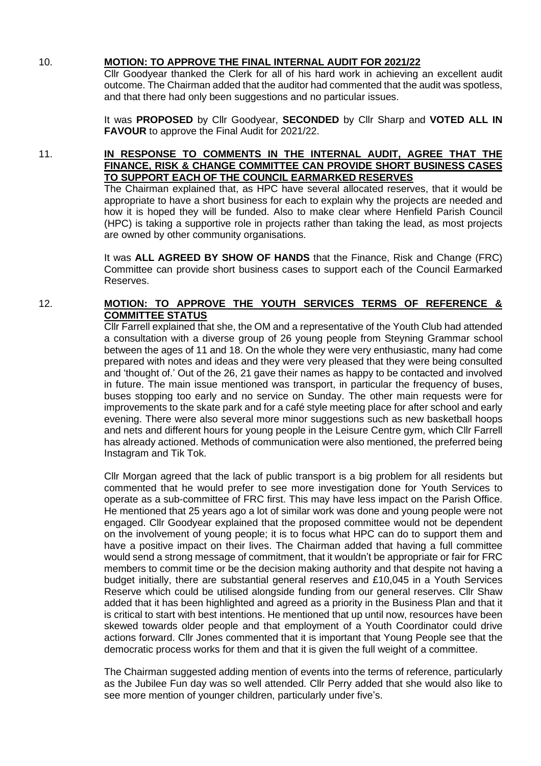10. **MOTION: TO APPROVE THE FINAL INTERNAL AUDIT FOR 2021/22**

Cllr Goodyear thanked the Clerk for all of his hard work in achieving an excellent audit outcome. The Chairman added that the auditor had commented that the audit was spotless, and that there had only been suggestions and no particular issues.

It was **PROPOSED** by Cllr Goodyear, **SECONDED** by Cllr Sharp and **VOTED ALL IN FAVOUR** to approve the Final Audit for 2021/22.

11. **IN RESPONSE TO COMMENTS IN THE INTERNAL AUDIT, AGREE THAT THE FINANCE, RISK & CHANGE COMMITTEE CAN PROVIDE SHORT BUSINESS CASES TO SUPPORT EACH OF THE COUNCIL EARMARKED RESERVES**

The Chairman explained that, as HPC have several allocated reserves, that it would be appropriate to have a short business for each to explain why the projects are needed and how it is hoped they will be funded. Also to make clear where Henfield Parish Council (HPC) is taking a supportive role in projects rather than taking the lead, as most projects are owned by other community organisations.

It was **ALL AGREED BY SHOW OF HANDS** that the Finance, Risk and Change (FRC) Committee can provide short business cases to support each of the Council Earmarked Reserves.

12. **MOTION: TO APPROVE THE YOUTH SERVICES TERMS OF REFERENCE & COMMITTEE STATUS**

Cllr Farrell explained that she, the OM and a representative of the Youth Club had attended a consultation with a diverse group of 26 young people from Steyning Grammar school between the ages of 11 and 18. On the whole they were very enthusiastic, many had come prepared with notes and ideas and they were very pleased that they were being consulted and 'thought of.' Out of the 26, 21 gave their names as happy to be contacted and involved in future. The main issue mentioned was transport, in particular the frequency of buses, buses stopping too early and no service on Sunday. The other main requests were for improvements to the skate park and for a café style meeting place for after school and early evening. There were also several more minor suggestions such as new basketball hoops and nets and different hours for young people in the Leisure Centre gym, which Cllr Farrell has already actioned. Methods of communication were also mentioned, the preferred being Instagram and Tik Tok.

Cllr Morgan agreed that the lack of public transport is a big problem for all residents but commented that he would prefer to see more investigation done for Youth Services to operate as a sub-committee of FRC first. This may have less impact on the Parish Office. He mentioned that 25 years ago a lot of similar work was done and young people were not engaged. Cllr Goodyear explained that the proposed committee would not be dependent on the involvement of young people; it is to focus what HPC can do to support them and have a positive impact on their lives. The Chairman added that having a full committee would send a strong message of commitment, that it wouldn't be appropriate or fair for FRC members to commit time or be the decision making authority and that despite not having a budget initially, there are substantial general reserves and £10,045 in a Youth Services Reserve which could be utilised alongside funding from our general reserves. Cllr Shaw added that it has been highlighted and agreed as a priority in the Business Plan and that it is critical to start with best intentions. He mentioned that up until now, resources have been skewed towards older people and that employment of a Youth Coordinator could drive actions forward. Cllr Jones commented that it is important that Young People see that the democratic process works for them and that it is given the full weight of a committee.

The Chairman suggested adding mention of events into the terms of reference, particularly as the Jubilee Fun day was so well attended. Cllr Perry added that she would also like to see more mention of younger children, particularly under five's.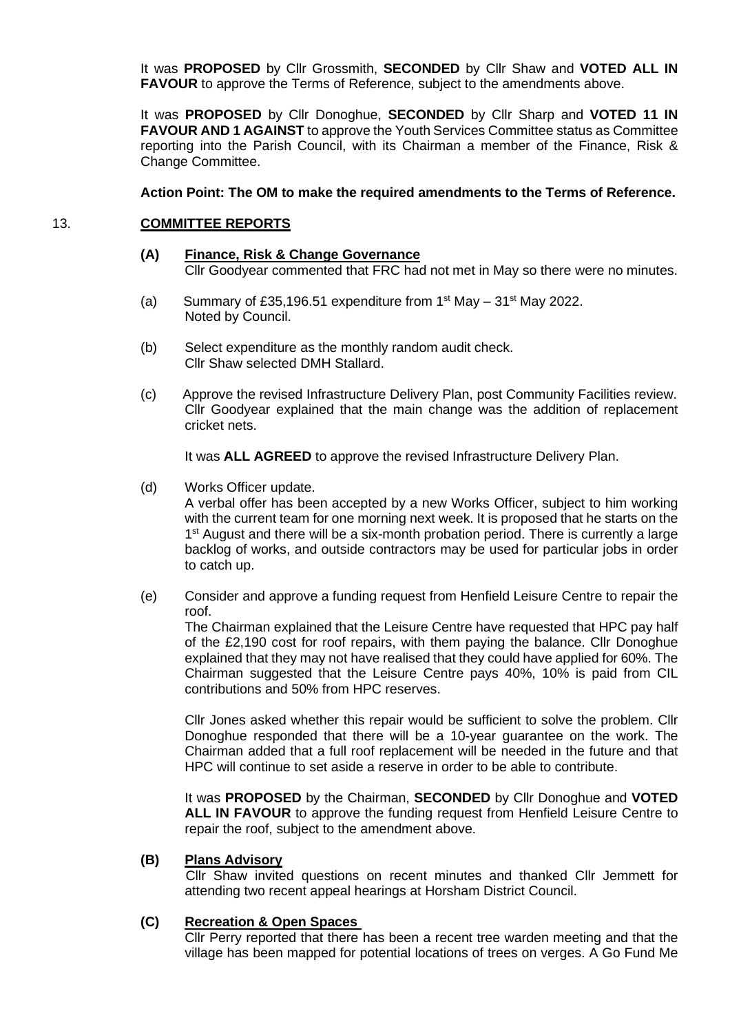It was **PROPOSED** by Cllr Grossmith, **SECONDED** by Cllr Shaw and **VOTED ALL IN FAVOUR** to approve the Terms of Reference, subject to the amendments above.

It was **PROPOSED** by Cllr Donoghue, **SECONDED** by Cllr Sharp and **VOTED 11 IN FAVOUR AND 1 AGAINST** to approve the Youth Services Committee status as Committee reporting into the Parish Council, with its Chairman a member of the Finance, Risk & Change Committee.

**Action Point: The OM to make the required amendments to the Terms of Reference.**

13. **COMMITTEE REPORTS**

**(A) Finance, Risk & Change Governance**

Cllr Goodyear commented that FRC had not met in May so there were no minutes.

(a) Summary of £35,196.51 expenditure from 1st May – 31st May 2022.
Noted by Council.

(b) Select expenditure as the monthly random audit check.
Cllr Shaw selected DMH Stallard.

(c) Approve the revised Infrastructure Delivery Plan, post Community Facilities review.
Cllr Goodyear explained that the main change was the addition of replacement cricket nets.

It was **ALL AGREED** to approve the revised Infrastructure Delivery Plan.

(d) Works Officer update.
A verbal offer has been accepted by a new Works Officer, subject to him working with the current team for one morning next week. It is proposed that he starts on the 1st August and there will be a six-month probation period. There is currently a large backlog of works, and outside contractors may be used for particular jobs in order to catch up.

(e) Consider and approve a funding request from Henfield Leisure Centre to repair the roof.
The Chairman explained that the Leisure Centre have requested that HPC pay half of the £2,190 cost for roof repairs, with them paying the balance. Cllr Donoghue explained that they may not have realised that they could have applied for 60%. The Chairman suggested that the Leisure Centre pays 40%, 10% is paid from CIL contributions and 50% from HPC reserves.

Cllr Jones asked whether this repair would be sufficient to solve the problem. Cllr Donoghue responded that there will be a 10-year guarantee on the work. The Chairman added that a full roof replacement will be needed in the future and that HPC will continue to set aside a reserve in order to be able to contribute.

It was **PROPOSED** by the Chairman, **SECONDED** by Cllr Donoghue and **VOTED ALL IN FAVOUR** to approve the funding request from Henfield Leisure Centre to repair the roof, subject to the amendment above.

**(B) Plans Advisory**

Cllr Shaw invited questions on recent minutes and thanked Cllr Jemmett for attending two recent appeal hearings at Horsham District Council.

**(C) Recreation & Open Spaces**

Cllr Perry reported that there has been a recent tree warden meeting and that the village has been mapped for potential locations of trees on verges. A Go Fund Me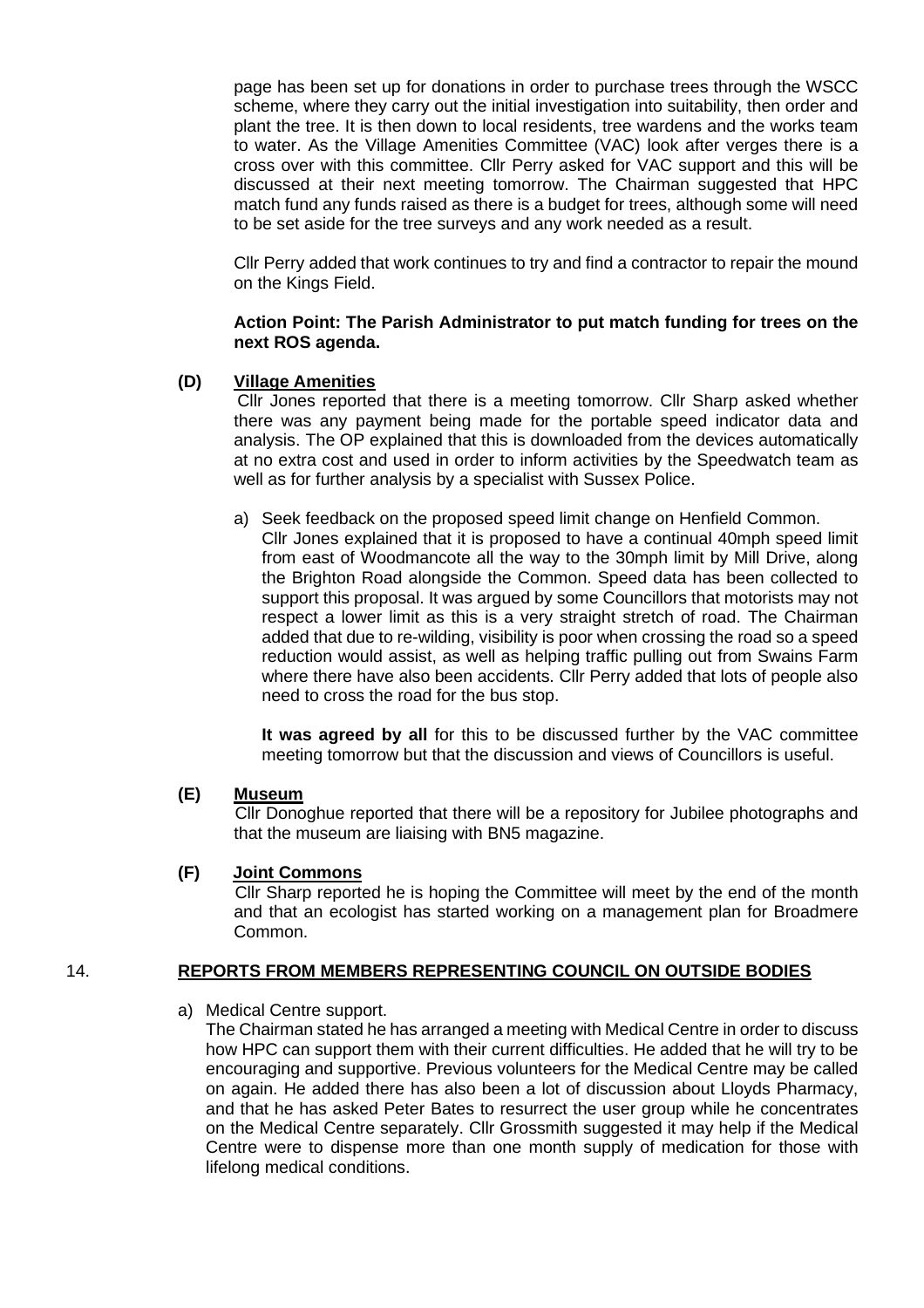page has been set up for donations in order to purchase trees through the WSCC scheme, where they carry out the initial investigation into suitability, then order and plant the tree. It is then down to local residents, tree wardens and the works team to water. As the Village Amenities Committee (VAC) look after verges there is a cross over with this committee. Cllr Perry asked for VAC support and this will be discussed at their next meeting tomorrow. The Chairman suggested that HPC match fund any funds raised as there is a budget for trees, although some will need to be set aside for the tree surveys and any work needed as a result.

Cllr Perry added that work continues to try and find a contractor to repair the mound on the Kings Field.

**Action Point: The Parish Administrator to put match funding for trees on the next ROS agenda.**

**(D) Village Amenities**

Cllr Jones reported that there is a meeting tomorrow. Cllr Sharp asked whether there was any payment being made for the portable speed indicator data and analysis. The OP explained that this is downloaded from the devices automatically at no extra cost and used in order to inform activities by the Speedwatch team as well as for further analysis by a specialist with Sussex Police.

a) Seek feedback on the proposed speed limit change on Henfield Common.
   Cllr Jones explained that it is proposed to have a continual 40mph speed limit from east of Woodmancote all the way to the 30mph limit by Mill Drive, along the Brighton Road alongside the Common. Speed data has been collected to support this proposal. It was argued by some Councillors that motorists may not respect a lower limit as this is a very straight stretch of road. The Chairman added that due to re-wilding, visibility is poor when crossing the road so a speed reduction would assist, as well as helping traffic pulling out from Swains Farm where there have also been accidents. Cllr Perry added that lots of people also need to cross the road for the bus stop.

   **It was agreed by all** for this to be discussed further by the VAC committee meeting tomorrow but that the discussion and views of Councillors is useful.

**(E) Museum**

Cllr Donoghue reported that there will be a repository for Jubilee photographs and that the museum are liaising with BN5 magazine.

**(F) Joint Commons**

Cllr Sharp reported he is hoping the Committee will meet by the end of the month and that an ecologist has started working on a management plan for Broadmere Common.

## 14. REPORTS FROM MEMBERS REPRESENTING COUNCIL ON OUTSIDE BODIES

a) Medical Centre support.
   The Chairman stated he has arranged a meeting with Medical Centre in order to discuss how HPC can support them with their current difficulties. He added that he will try to be encouraging and supportive. Previous volunteers for the Medical Centre may be called on again. He added there has also been a lot of discussion about Lloyds Pharmacy, and that he has asked Peter Bates to resurrect the user group while he concentrates on the Medical Centre separately. Cllr Grossmith suggested it may help if the Medical Centre were to dispense more than one month supply of medication for those with lifelong medical conditions.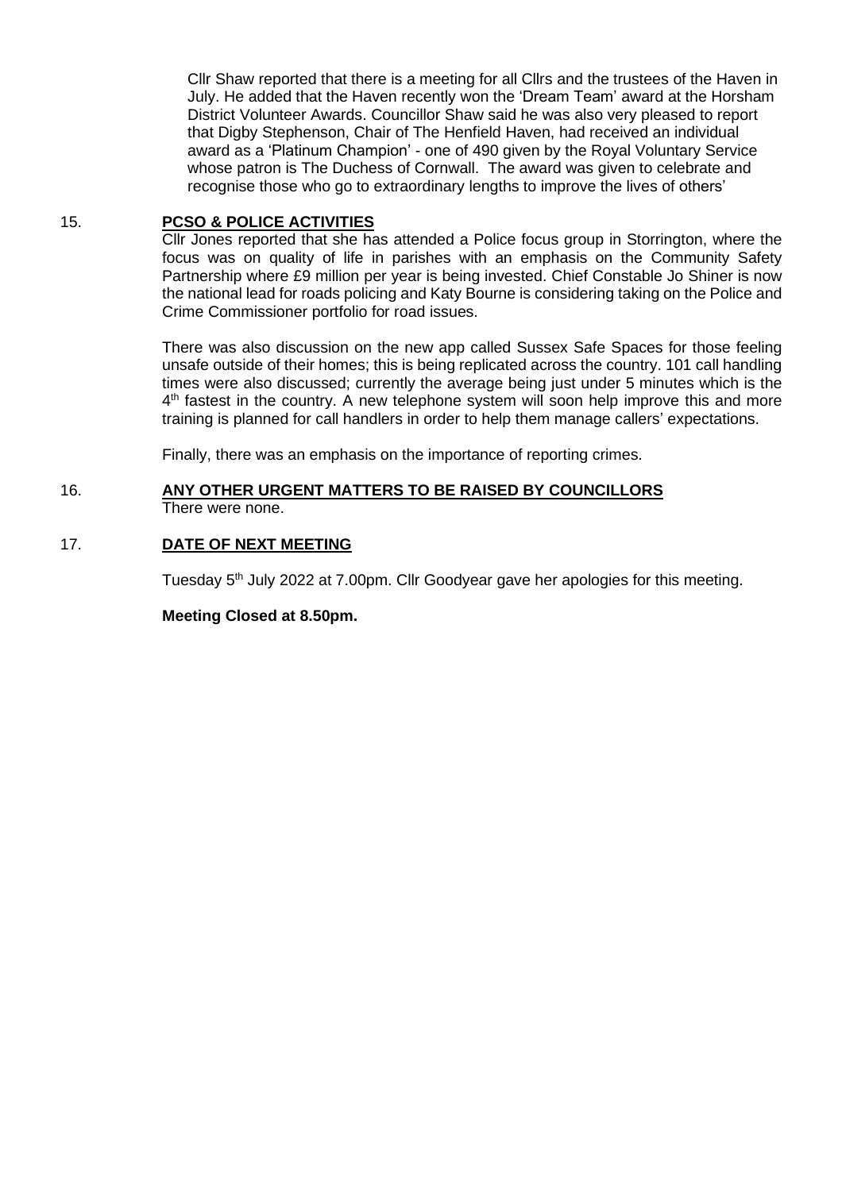Cllr Shaw reported that there is a meeting for all Cllrs and the trustees of the Haven in July. He added that the Haven recently won the 'Dream Team' award at the Horsham District Volunteer Awards. Councillor Shaw said he was also very pleased to report that Digby Stephenson, Chair of The Henfield Haven, had received an individual award as a 'Platinum Champion' - one of 490 given by the Royal Voluntary Service whose patron is The Duchess of Cornwall. The award was given to celebrate and recognise those who go to extraordinary lengths to improve the lives of others'

15. **PCSO & POLICE ACTIVITIES**

Cllr Jones reported that she has attended a Police focus group in Storrington, where the focus was on quality of life in parishes with an emphasis on the Community Safety Partnership where £9 million per year is being invested. Chief Constable Jo Shiner is now the national lead for roads policing and Katy Bourne is considering taking on the Police and Crime Commissioner portfolio for road issues.

There was also discussion on the new app called Sussex Safe Spaces for those feeling unsafe outside of their homes; this is being replicated across the country. 101 call handling times were also discussed; currently the average being just under 5 minutes which is the 4th fastest in the country. A new telephone system will soon help improve this and more training is planned for call handlers in order to help them manage callers' expectations.

Finally, there was an emphasis on the importance of reporting crimes.

16. **ANY OTHER URGENT MATTERS TO BE RAISED BY COUNCILLORS**

There were none.

17. **DATE OF NEXT MEETING**

Tuesday 5th July 2022 at 7.00pm. Cllr Goodyear gave her apologies for this meeting.

**Meeting Closed at 8.50pm.**